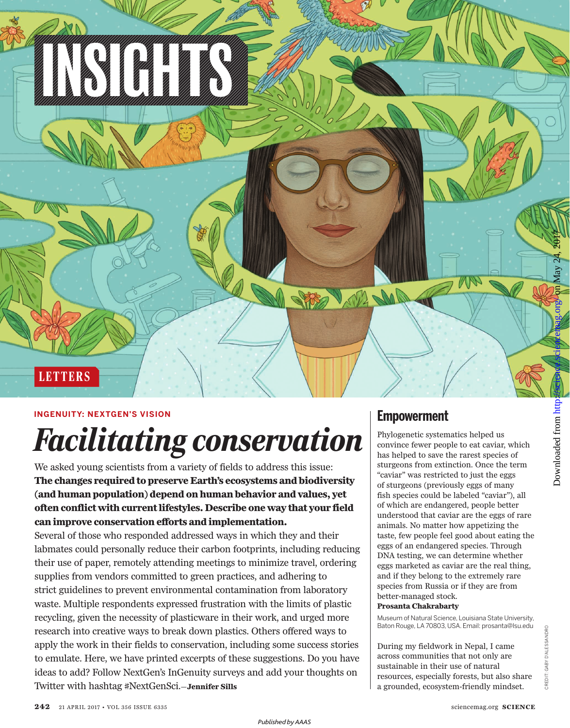# INSIGHTS

LETTERS

**INGENUITY: NEXTGEN'S VISION**

# *Facilitating conservation*

We asked young scientists from a variety of fields to address this issue: **The changes required to preserve Earth's ecosystems and biodiversity (and human population) depend on human behavior and values, yet often conflict with current lifestyles. Describe one way that your field can improve conservation efforts and implementation.**

Several of those who responded addressed ways in which they and their labmates could personally reduce their carbon footprints, including reducing their use of paper, remotely attending meetings to minimize travel, ordering supplies from vendors committed to green practices, and adhering to strict guidelines to prevent environmental contamination from laboratory waste. Multiple respondents expressed frustration with the limits of plastic recycling, given the necessity of plasticware in their work, and urged more research into creative ways to break down plastics. Others offered ways to apply the work in their fields to conservation, including some success stories to emulate. Here, we have printed excerpts of these suggestions. Do you have ideas to add? Follow NextGen's InGenuity surveys and add your thoughts on Twitter with hashtag #NextGenSci.—**Jennifer Sills**

## Empowerment

Phylogenetic systematics helped us convince fewer people to eat caviar, which has helped to save the rarest species of sturgeons from extinction. Once the term "caviar" was restricted to just the eggs of sturgeons (previously eggs of many fish species could be labeled "caviar"), all of which are endangered, people better understood that caviar are the eggs of rare animals. No matter how appetizing the taste, few people feel good about eating the eggs of an endangered species. Through DNA testing, we can determine whether eggs marketed as caviar are the real thing, and if they belong to the extremely rare species from Russia or if they are from better-managed stock.

**Prosanta Chakrabarty**

Museum of Natural Science, Louisiana State University, Baton Rouge, LA 70803, USA. Email: prosanta@lsu.edu

During my fieldwork in Nepal, I came across communities that not only are sustainable in their use of natural resources, especially forests, but also share a grounded, ecosystem-friendly mindset.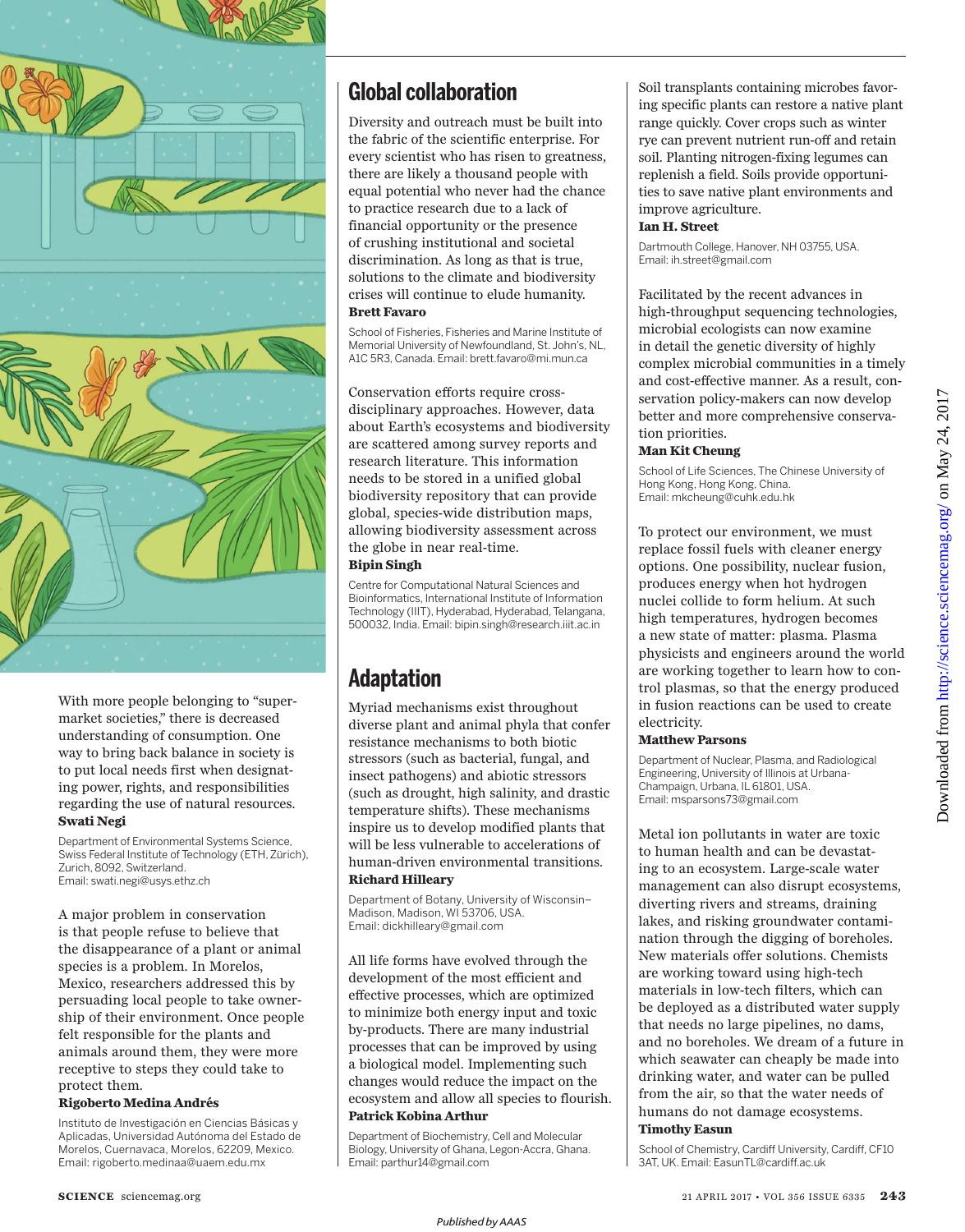With more people belonging to "supermarket societies," there is decreased understanding of consumption. One way to bring back balance in society is to put local needs first when designating power, rights, and responsibilities regarding the use of natural resources.

**Swati Negi**

Department of Environmental Systems Science, Swiss Federal Institute of Technology (ETH, Zürich), Zurich, 8092, Switzerland.
Email: swati.negi@usys.ethz.ch

A major problem in conservation is that people refuse to believe that the disappearance of a plant or animal species is a problem. In Morelos, Mexico, researchers addressed this by persuading local people to take ownership of their environment. Once people felt responsible for the plants and animals around them, they were more receptive to steps they could take to protect them.

**Rigoberto Medina Andrés**

Instituto de Investigación en Ciencias Básicas y Aplicadas, Universidad Autónoma del Estado de Morelos, Cuernavaca, Morelos, 62209, Mexico.
Email: rigoberto.medinaa@uaem.edu.mx

## Global collaboration

Diversity and outreach must be built into the fabric of the scientific enterprise. For every scientist who has risen to greatness, there are likely a thousand people with equal potential who never had the chance to practice research due to a lack of financial opportunity or the presence of crushing institutional and societal discrimination. As long as that is true, solutions to the climate and biodiversity crises will continue to elude humanity.

**Brett Favaro**

School of Fisheries, Fisheries and Marine Institute of Memorial University of Newfoundland, St. John's, NL, A1C 5R3, Canada. Email: brett.favaro@mi.mun.ca

Conservation efforts require cross-disciplinary approaches. However, data about Earth's ecosystems and biodiversity are scattered among survey reports and research literature. This information needs to be stored in a unified global biodiversity repository that can provide global, species-wide distribution maps, allowing biodiversity assessment across the globe in near real-time.

**Bipin Singh**

Centre for Computational Natural Sciences and Bioinformatics, International Institute of Information Technology (IIIT), Hyderabad, Hyderabad, Telangana, 500032, India. Email: bipin.singh@research.iiit.ac.in

## Adaptation

Myriad mechanisms exist throughout diverse plant and animal phyla that confer resistance mechanisms to both biotic stressors (such as bacterial, fungal, and insect pathogens) and abiotic stressors (such as drought, high salinity, and drastic temperature shifts). These mechanisms inspire us to develop modified plants that will be less vulnerable to accelerations of human-driven environmental transitions.

**Richard Hilleary**

Department of Botany, University of Wisconsin–Madison, Madison, WI 53706, USA.
Email: dickhilleary@gmail.com

All life forms have evolved through the development of the most efficient and effective processes, which are optimized to minimize both energy input and toxic by-products. There are many industrial processes that can be improved by using a biological model. Implementing such changes would reduce the impact on the ecosystem and allow all species to flourish.

**Patrick Kobina Arthur**

Department of Biochemistry, Cell and Molecular Biology, University of Ghana, Legon-Accra, Ghana.
Email: parthur14@gmail.com

Soil transplants containing microbes favoring specific plants can restore a native plant range quickly. Cover crops such as winter rye can prevent nutrient run-off and retain soil. Planting nitrogen-fixing legumes can replenish a field. Soils provide opportunities to save native plant environments and improve agriculture.

**Ian H. Street**

Dartmouth College, Hanover, NH 03755, USA.
Email: ih.street@gmail.com

Facilitated by the recent advances in high-throughput sequencing technologies, microbial ecologists can now examine in detail the genetic diversity of highly complex microbial communities in a timely and cost-effective manner. As a result, conservation policy-makers can now develop better and more comprehensive conservation priorities.

**Man Kit Cheung**

School of Life Sciences, The Chinese University of Hong Kong, Hong Kong, China.
Email: mkcheung@cuhk.edu.hk

To protect our environment, we must replace fossil fuels with cleaner energy options. One possibility, nuclear fusion, produces energy when hot hydrogen nuclei collide to form helium. At such high temperatures, hydrogen becomes a new state of matter: plasma. Plasma physicists and engineers around the world are working together to learn how to control plasmas, so that the energy produced in fusion reactions can be used to create electricity.

**Matthew Parsons**

Department of Nuclear, Plasma, and Radiological Engineering, University of Illinois at Urbana-Champaign, Urbana, IL 61801, USA.
Email: msparsons73@gmail.com

Metal ion pollutants in water are toxic to human health and can be devastating to an ecosystem. Large-scale water management can also disrupt ecosystems, diverting rivers and streams, draining lakes, and risking groundwater contamination through the digging of boreholes. New materials offer solutions. Chemists are working toward using high-tech materials in low-tech filters, which can be deployed as a distributed water supply that needs no large pipelines, no dams, and no boreholes. We dream of a future in which seawater can cheaply be made into drinking water, and water can be pulled from the air, so that the water needs of humans do not damage ecosystems.

**Timothy Easun**

School of Chemistry, Cardiff University, Cardiff, CF10 3AT, UK. Email: EasunTL@cardiff.ac.uk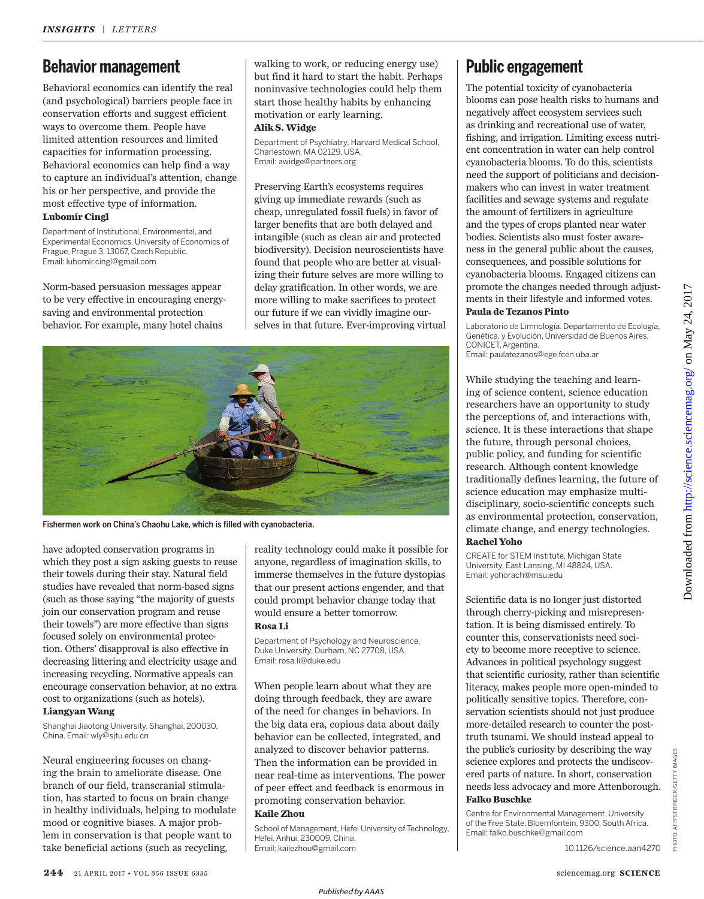## Behavior management

Behavioral economics can identify the real (and psychological) barriers people face in conservation efforts and suggest efficient ways to overcome them. People have limited attention resources and limited capacities for information processing. Behavioral economics can help find a way to capture an individual's attention, change his or her perspective, and provide the most effective type of information.

**Lubomír Cingl**

Department of Institutional, Environmental, and Experimental Economics, University of Economics of Prague, Prague 3, 13067, Czech Republic.
Email: lubomir.cingl@gmail.com

Norm-based persuasion messages appear to be very effective in encouraging energy-saving and environmental protection behavior. For example, many hotel chains have adopted conservation programs in which they post a sign asking guests to reuse their towels during their stay. Natural field studies have revealed that norm-based signs (such as those saying "the majority of guests join our conservation program and reuse their towels") are more effective than signs focused solely on environmental protection. Others' disapproval is also effective in decreasing littering and electricity usage and increasing recycling. Normative appeals can encourage conservation behavior, at no extra cost to organizations (such as hotels).

**Liangyan Wang**

Shanghai Jiaotong University, Shanghai, 200030, China. Email: wly@sjtu.edu.cn

Neural engineering focuses on changing the brain to ameliorate disease. One branch of our field, transcranial stimulation, has started to focus on brain change in healthy individuals, helping to modulate mood or cognitive biases. A major problem in conservation is that people want to take beneficial actions (such as recycling, walking to work, or reducing energy use) but find it hard to start the habit. Perhaps noninvasive technologies could help them start those healthy habits by enhancing motivation or early learning.

**Alik S. Widge**

Department of Psychiatry, Harvard Medical School, Charlestown, MA 02129, USA.
Email: awidge@partners.org

Preserving Earth's ecosystems requires giving up immediate rewards (such as cheap, unregulated fossil fuels) in favor of larger benefits that are both delayed and intangible (such as clean air and protected biodiversity). Decision neuroscientists have found that people who are better at visualizing their future selves are more willing to delay gratification. In other words, we are more willing to make sacrifices to protect our future if we can vividly imagine ourselves in that future. Ever-improving virtual reality technology could make it possible for anyone, regardless of imagination skills, to immerse themselves in the future dystopias that our present actions engender, and that could prompt behavior change today that would ensure a better tomorrow.

**Rosa Li**

Department of Psychology and Neuroscience, Duke University, Durham, NC 27708, USA.
Email: rosa.li@duke.edu

When people learn about what they are doing through feedback, they are aware of the need for changes in behaviors. In the big data era, copious data about daily behavior can be collected, integrated, and analyzed to discover behavior patterns. Then the information can be provided in near real-time as interventions. The power of peer effect and feedback is enormous in promoting conservation behavior.

**Kaile Zhou**

School of Management, Hefei University of Technology, Hefei, Anhui, 230009, China.
Email: kailezhou@gmail.com

Fishermen work on China's Chaohu Lake, which is filled with cyanobacteria.

## Public engagement

The potential toxicity of cyanobacteria blooms can pose health risks to humans and negatively affect ecosystem services such as drinking and recreational use of water, fishing, and irrigation. Limiting excess nutrient concentration in water can help control cyanobacteria blooms. To do this, scientists need the support of politicians and decision-makers who can invest in water treatment facilities and sewage systems and regulate the amount of fertilizers in agriculture and the types of crops planted near water bodies. Scientists also must foster awareness in the general public about the causes, consequences, and possible solutions for cyanobacteria blooms. Engaged citizens can promote the changes needed through adjustments in their lifestyle and informed votes.

**Paula de Tezanos Pinto**

Laboratorio de Limnología, Departamento de Ecología, Genética, y Evolución, Universidad de Buenos Aires, CONICET, Argentina.
Email: paulatezanos@ege.fcen.uba.ar

While studying the teaching and learning of science content, science education researchers have an opportunity to study the perceptions of, and interactions with, science. It is these interactions that shape the future, through personal choices, public policy, and funding for scientific research. Although content knowledge traditionally defines learning, the future of science education may emphasize multidisciplinary, socio-scientific concepts such as environmental protection, conservation, climate change, and energy technologies.

**Rachel Yoho**

CREATE for STEM Institute, Michigan State University, East Lansing, MI 48824, USA.
Email: yohorach@msu.edu

Scientific data is no longer just distorted through cherry-picking and misrepresentation. It is being dismissed entirely. To counter this, conservationists need society to become more receptive to science. Advances in political psychology suggest that scientific curiosity, rather than scientific literacy, makes people more open-minded to politically sensitive topics. Therefore, conservation scientists should not just produce more-detailed research to counter the post-truth tsunami. We should instead appeal to the public's curiosity by describing the way science explores and protects the undiscovered parts of nature. In short, conservation needs less advocacy and more Attenborough.

**Falko Buschke**

Centre for Environmental Management, University of the Free State, Bloemfontein, 9300, South Africa.
Email: falko.buschke@gmail.com

10.1126/science.aan4270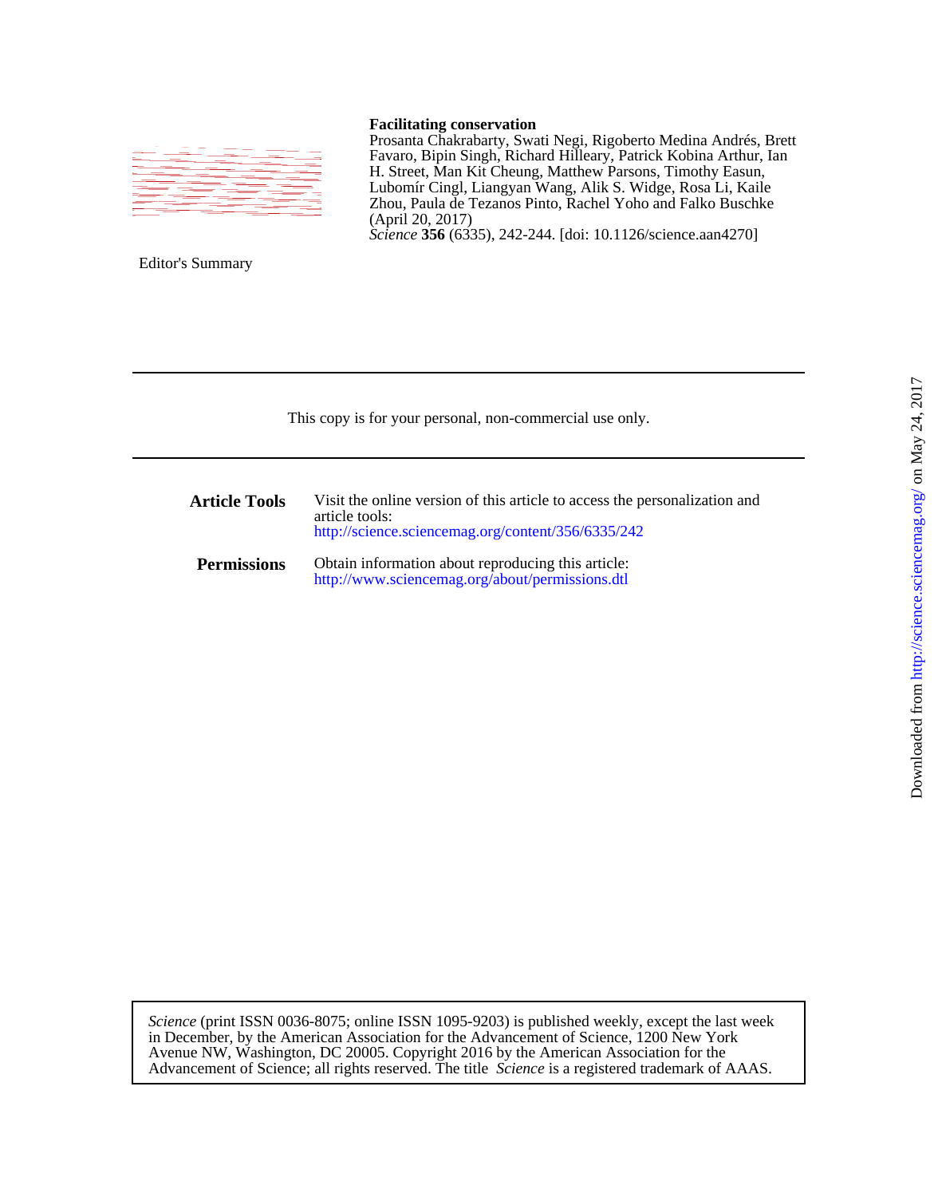**Facilitating conservation**

Prosanta Chakrabarty, Swati Negi, Rigoberto Medina Andrés, Brett Favaro, Bipin Singh, Richard Hilleary, Patrick Kobina Arthur, Ian H. Street, Man Kit Cheung, Matthew Parsons, Timothy Easun, Lubomír Cingl, Liangyan Wang, Alik S. Widge, Rosa Li, Kaile Zhou, Paula de Tezanos Pinto, Rachel Yoho and Falko Buschke (April 20, 2017)

*Science* **356** (6335), 242-244. [doi: 10.1126/science.aan4270]

Editor's Summary

This copy is for your personal, non-commercial use only.

**Article Tools** Visit the online version of this article to access the personalization and article tools:
http://science.sciencemag.org/content/356/6335/242

**Permissions** Obtain information about reproducing this article:
http://www.sciencemag.org/about/permissions.dtl

*Science* (print ISSN 0036-8075; online ISSN 1095-9203) is published weekly, except the last week in December, by the American Association for the Advancement of Science, 1200 New York Avenue NW, Washington, DC 20005. Copyright 2016 by the American Association for the Advancement of Science; all rights reserved. The title *Science* is a registered trademark of AAAS.

Downloaded from http://science.sciencemag.org/ on May 24, 2017